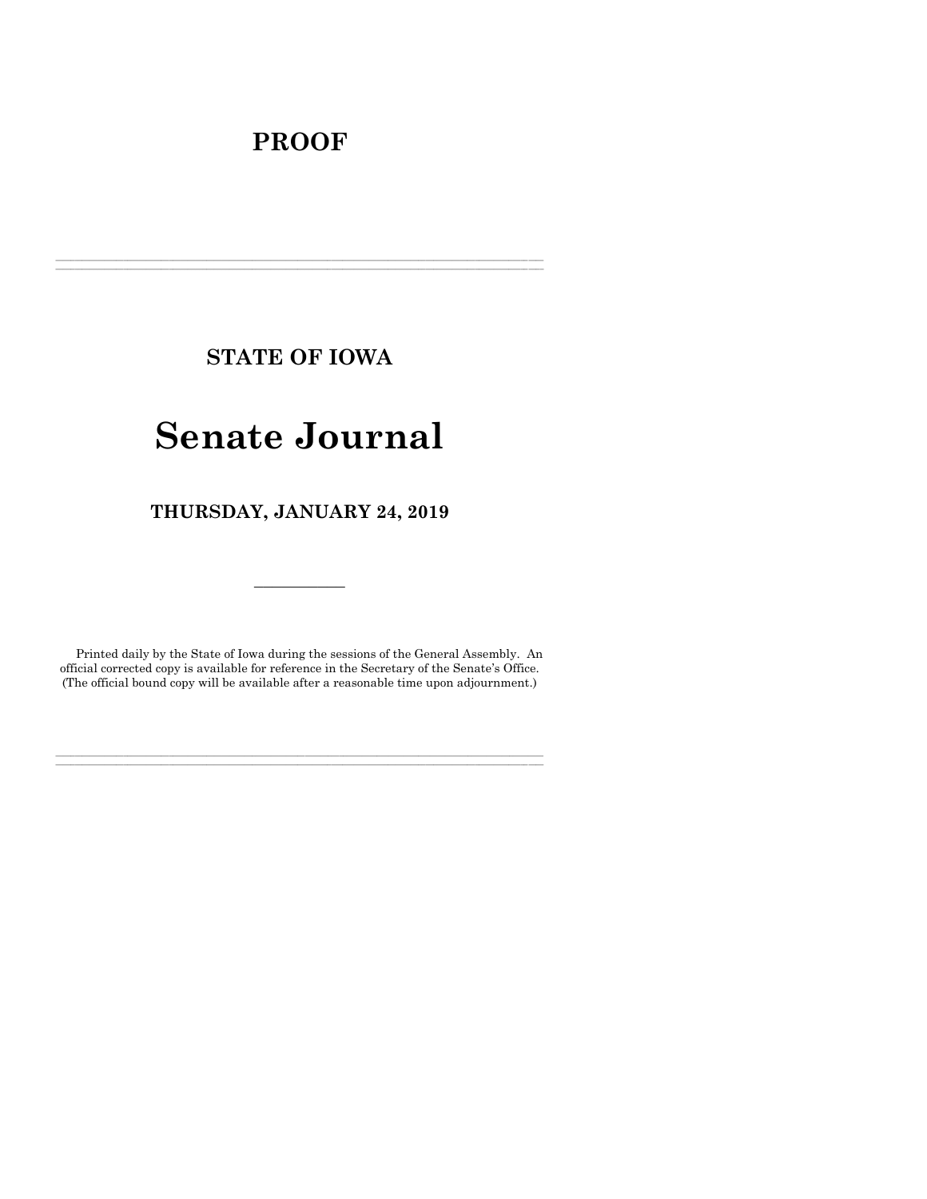# PROOF

---

## STATE OF IOWA

# Senate Journal

## THURSDAY, JANUARY 24, 2019

---

Printed daily by the State of Iowa during the sessions of the General Assembly. An official corrected copy is available for reference in the Secretary of the Senate's Office. (The official bound copy will be available after a reasonable time upon adjournment.)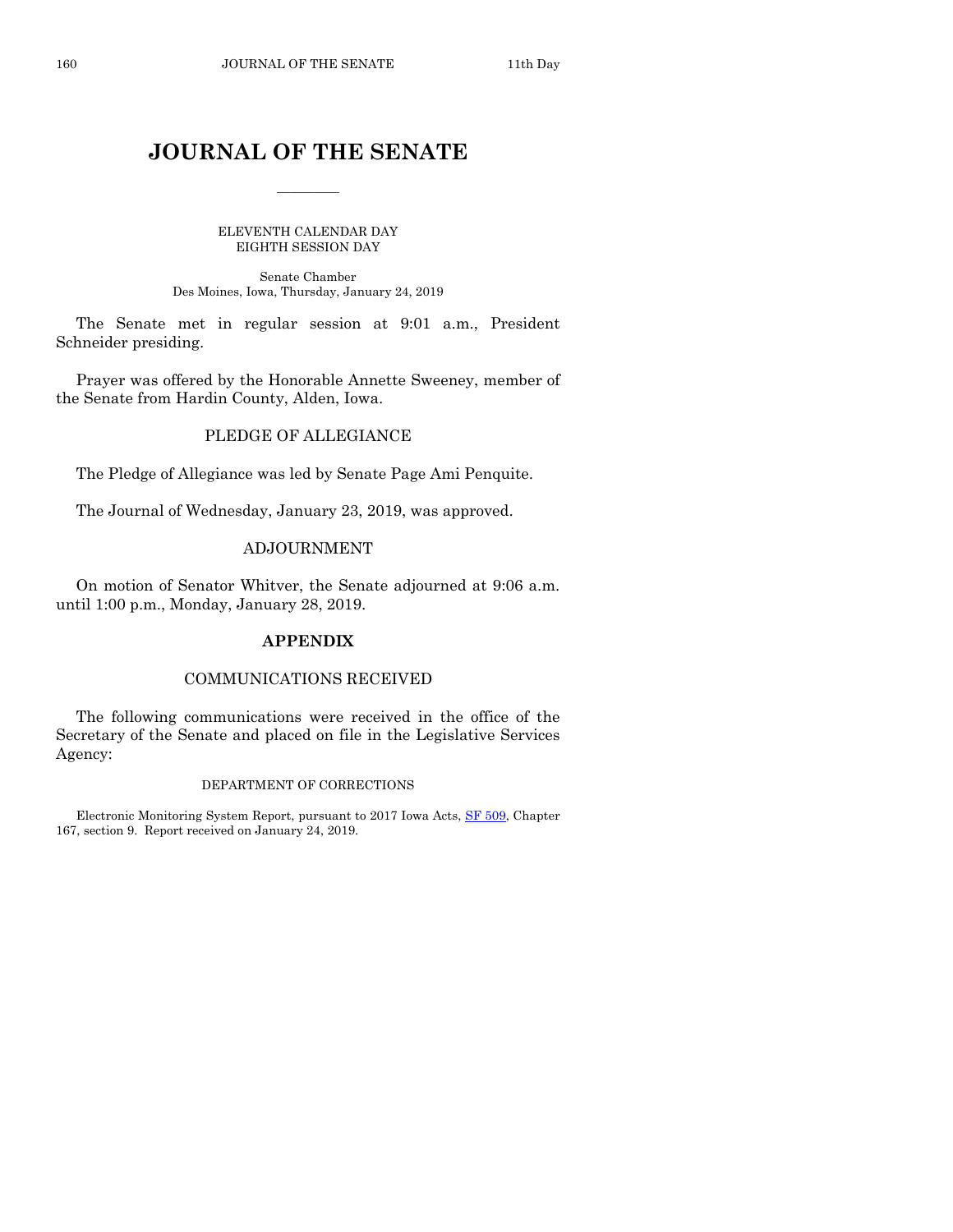# JOURNAL OF THE SENATE

ELEVENTH CALENDAR DAY
EIGHTH SESSION DAY

Senate Chamber
Des Moines, Iowa, Thursday, January 24, 2019

The Senate met in regular session at 9:01 a.m., President Schneider presiding.

Prayer was offered by the Honorable Annette Sweeney, member of the Senate from Hardin County, Alden, Iowa.

## PLEDGE OF ALLEGIANCE

The Pledge of Allegiance was led by Senate Page Ami Penquite.

The Journal of Wednesday, January 23, 2019, was approved.

## ADJOURNMENT

On motion of Senator Whitver, the Senate adjourned at 9:06 a.m. until 1:00 p.m., Monday, January 28, 2019.

## APPENDIX

## COMMUNICATIONS RECEIVED

The following communications were received in the office of the Secretary of the Senate and placed on file in the Legislative Services Agency:

DEPARTMENT OF CORRECTIONS

Electronic Monitoring System Report, pursuant to 2017 Iowa Acts, SF 509, Chapter 167, section 9. Report received on January 24, 2019.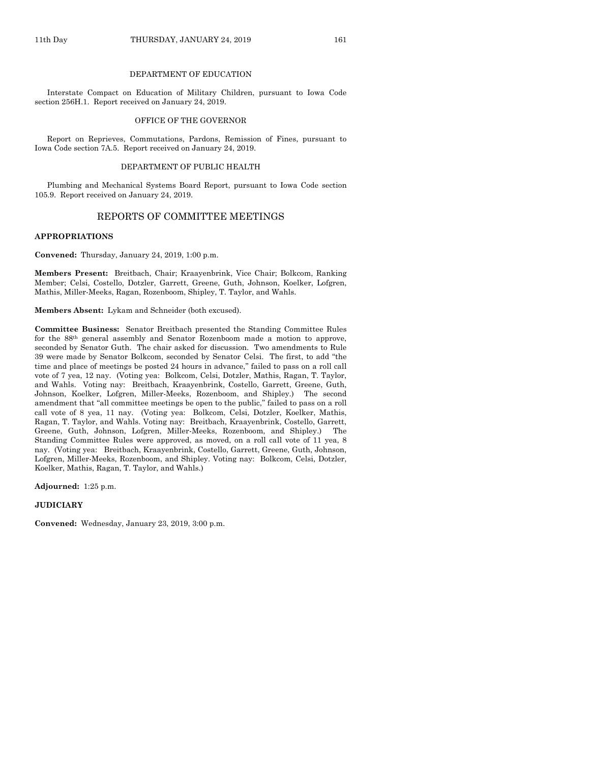DEPARTMENT OF EDUCATION

Interstate Compact on Education of Military Children, pursuant to Iowa Code section 256H.1. Report received on January 24, 2019.

OFFICE OF THE GOVERNOR

Report on Reprieves, Commutations, Pardons, Remission of Fines, pursuant to Iowa Code section 7A.5. Report received on January 24, 2019.

DEPARTMENT OF PUBLIC HEALTH

Plumbing and Mechanical Systems Board Report, pursuant to Iowa Code section 105.9. Report received on January 24, 2019.

## REPORTS OF COMMITTEE MEETINGS

**APPROPRIATIONS**

**Convened:** Thursday, January 24, 2019, 1:00 p.m.

**Members Present:** Breitbach, Chair; Kraayenbrink, Vice Chair; Bolkcom, Ranking Member; Celsi, Costello, Dotzler, Garrett, Greene, Guth, Johnson, Koelker, Lofgren, Mathis, Miller-Meeks, Ragan, Rozenboom, Shipley, T. Taylor, and Wahls.

**Members Absent:** Lykam and Schneider (both excused).

**Committee Business:** Senator Breitbach presented the Standing Committee Rules for the 88th general assembly and Senator Rozenboom made a motion to approve, seconded by Senator Guth. The chair asked for discussion. Two amendments to Rule 39 were made by Senator Bolkcom, seconded by Senator Celsi. The first, to add "the time and place of meetings be posted 24 hours in advance," failed to pass on a roll call vote of 7 yea, 12 nay. (Voting yea: Bolkcom, Celsi, Dotzler, Mathis, Ragan, T. Taylor, and Wahls. Voting nay: Breitbach, Kraayenbrink, Costello, Garrett, Greene, Guth, Johnson, Koelker, Lofgren, Miller-Meeks, Rozenboom, and Shipley.) The second amendment that "all committee meetings be open to the public," failed to pass on a roll call vote of 8 yea, 11 nay. (Voting yea: Bolkcom, Celsi, Dotzler, Koelker, Mathis, Ragan, T. Taylor, and Wahls. Voting nay: Breitbach, Kraayenbrink, Costello, Garrett, Greene, Guth, Johnson, Lofgren, Miller-Meeks, Rozenboom, and Shipley.) The Standing Committee Rules were approved, as moved, on a roll call vote of 11 yea, 8 nay. (Voting yea: Breitbach, Kraayenbrink, Costello, Garrett, Greene, Guth, Johnson, Lofgren, Miller-Meeks, Rozenboom, and Shipley. Voting nay: Bolkcom, Celsi, Dotzler, Koelker, Mathis, Ragan, T. Taylor, and Wahls.)

**Adjourned:** 1:25 p.m.

**JUDICIARY**

**Convened:** Wednesday, January 23, 2019, 3:00 p.m.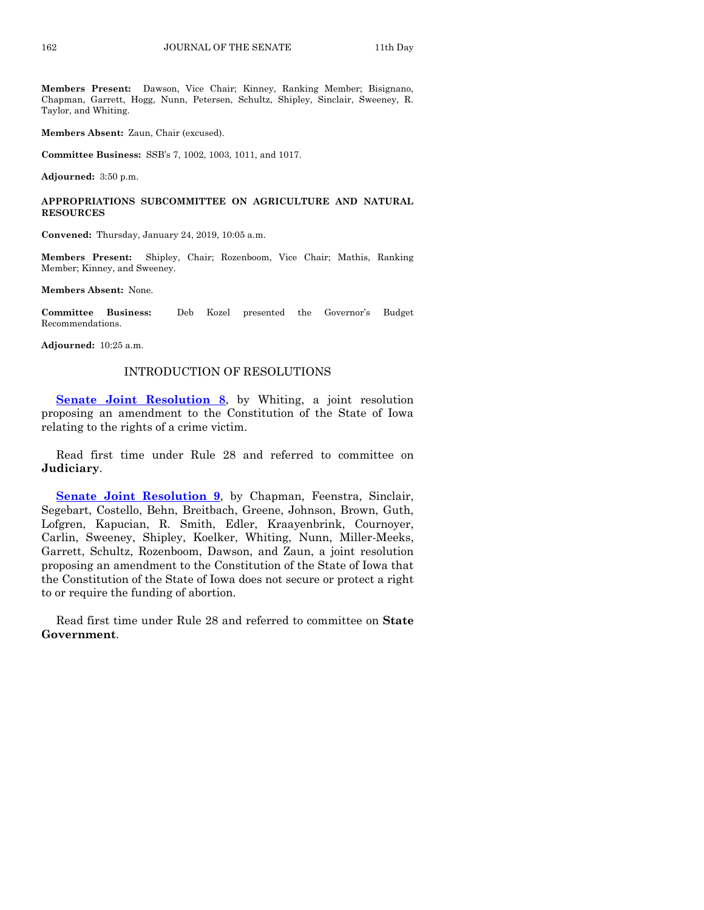**Members Present:** Dawson, Vice Chair; Kinney, Ranking Member; Bisignano, Chapman, Garrett, Hogg, Nunn, Petersen, Schultz, Shipley, Sinclair, Sweeney, R. Taylor, and Whiting.

**Members Absent:** Zaun, Chair (excused).

**Committee Business:** SSB's 7, 1002, 1003, 1011, and 1017.

**Adjourned:** 3:50 p.m.

**APPROPRIATIONS SUBCOMMITTEE ON AGRICULTURE AND NATURAL RESOURCES**

**Convened:** Thursday, January 24, 2019, 10:05 a.m.

**Members Present:** Shipley, Chair; Rozenboom, Vice Chair; Mathis, Ranking Member; Kinney, and Sweeney.

**Members Absent:** None.

**Committee Business:** Deb Kozel presented the Governor's Budget Recommendations.

**Adjourned:** 10:25 a.m.

## INTRODUCTION OF RESOLUTIONS

**Senate Joint Resolution 8**, by Whiting, a joint resolution proposing an amendment to the Constitution of the State of Iowa relating to the rights of a crime victim.

Read first time under Rule 28 and referred to committee on **Judiciary**.

**Senate Joint Resolution 9**, by Chapman, Feenstra, Sinclair, Segebart, Costello, Behn, Breitbach, Greene, Johnson, Brown, Guth, Lofgren, Kapucian, R. Smith, Edler, Kraayenbrink, Cournoyer, Carlin, Sweeney, Shipley, Koelker, Whiting, Nunn, Miller-Meeks, Garrett, Schultz, Rozenboom, Dawson, and Zaun, a joint resolution proposing an amendment to the Constitution of the State of Iowa that the Constitution of the State of Iowa does not secure or protect a right to or require the funding of abortion.

Read first time under Rule 28 and referred to committee on **State Government**.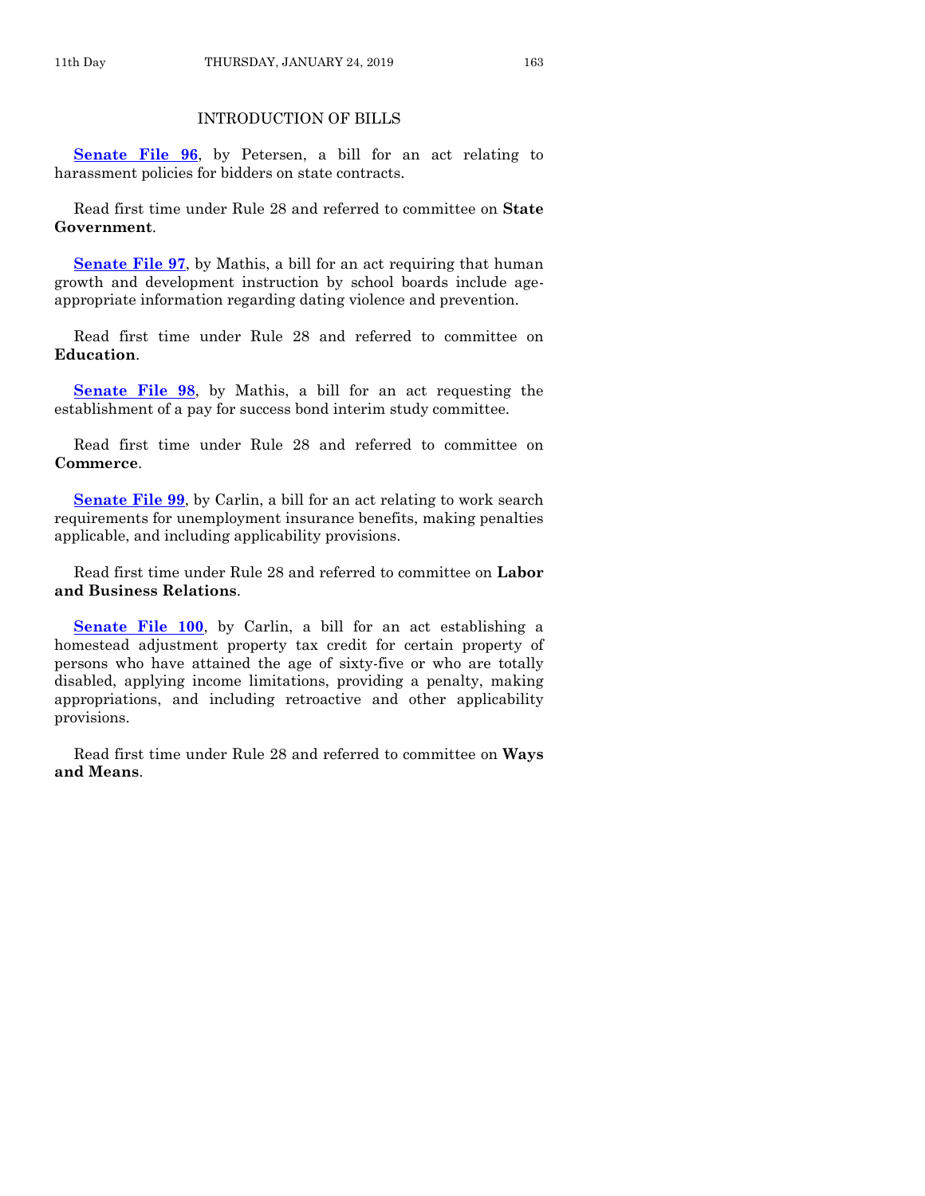## INTRODUCTION OF BILLS

**Senate File 96**, by Petersen, a bill for an act relating to harassment policies for bidders on state contracts.

Read first time under Rule 28 and referred to committee on **State Government**.

**Senate File 97**, by Mathis, a bill for an act requiring that human growth and development instruction by school boards include age-appropriate information regarding dating violence and prevention.

Read first time under Rule 28 and referred to committee on **Education**.

**Senate File 98**, by Mathis, a bill for an act requesting the establishment of a pay for success bond interim study committee.

Read first time under Rule 28 and referred to committee on **Commerce**.

**Senate File 99**, by Carlin, a bill for an act relating to work search requirements for unemployment insurance benefits, making penalties applicable, and including applicability provisions.

Read first time under Rule 28 and referred to committee on **Labor and Business Relations**.

**Senate File 100**, by Carlin, a bill for an act establishing a homestead adjustment property tax credit for certain property of persons who have attained the age of sixty-five or who are totally disabled, applying income limitations, providing a penalty, making appropriations, and including retroactive and other applicability provisions.

Read first time under Rule 28 and referred to committee on **Ways and Means**.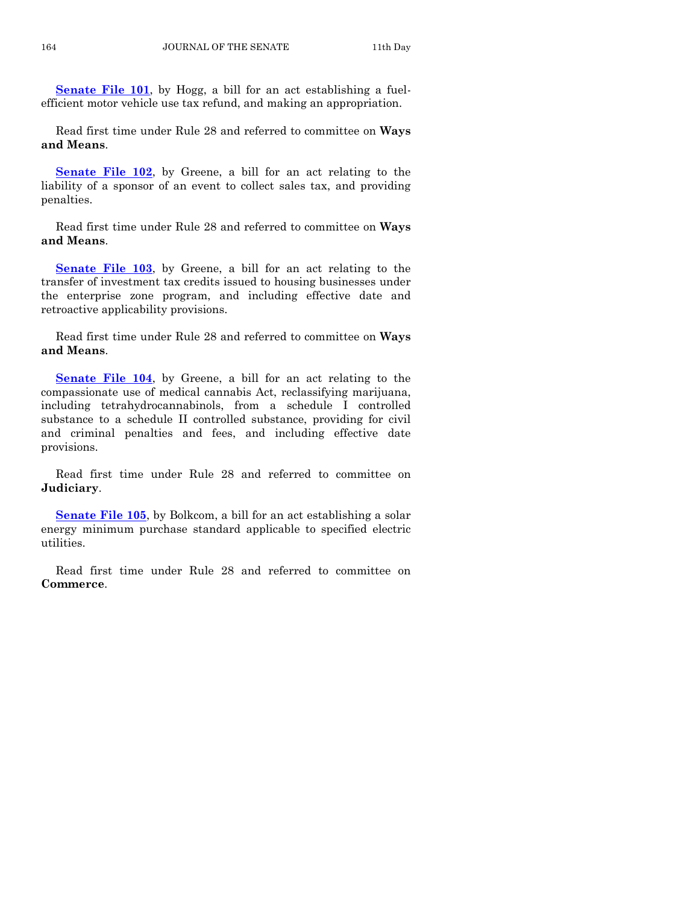**Senate File 101**, by Hogg, a bill for an act establishing a fuel-efficient motor vehicle use tax refund, and making an appropriation.

Read first time under Rule 28 and referred to committee on **Ways and Means**.

**Senate File 102**, by Greene, a bill for an act relating to the liability of a sponsor of an event to collect sales tax, and providing penalties.

Read first time under Rule 28 and referred to committee on **Ways and Means**.

**Senate File 103**, by Greene, a bill for an act relating to the transfer of investment tax credits issued to housing businesses under the enterprise zone program, and including effective date and retroactive applicability provisions.

Read first time under Rule 28 and referred to committee on **Ways and Means**.

**Senate File 104**, by Greene, a bill for an act relating to the compassionate use of medical cannabis Act, reclassifying marijuana, including tetrahydrocannabinols, from a schedule I controlled substance to a schedule II controlled substance, providing for civil and criminal penalties and fees, and including effective date provisions.

Read first time under Rule 28 and referred to committee on **Judiciary**.

**Senate File 105**, by Bolkcom, a bill for an act establishing a solar energy minimum purchase standard applicable to specified electric utilities.

Read first time under Rule 28 and referred to committee on **Commerce**.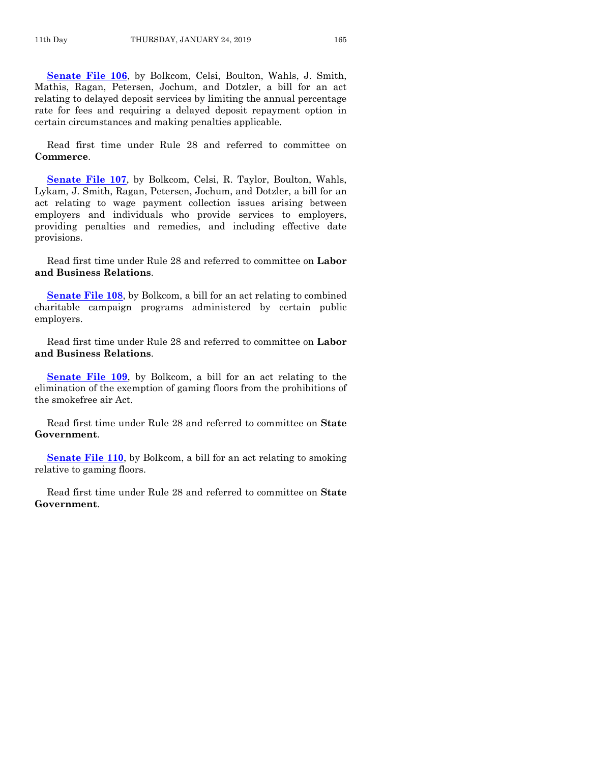**Senate File 106**, by Bolkcom, Celsi, Boulton, Wahls, J. Smith, Mathis, Ragan, Petersen, Jochum, and Dotzler, a bill for an act relating to delayed deposit services by limiting the annual percentage rate for fees and requiring a delayed deposit repayment option in certain circumstances and making penalties applicable.

Read first time under Rule 28 and referred to committee on **Commerce**.

**Senate File 107**, by Bolkcom, Celsi, R. Taylor, Boulton, Wahls, Lykam, J. Smith, Ragan, Petersen, Jochum, and Dotzler, a bill for an act relating to wage payment collection issues arising between employers and individuals who provide services to employers, providing penalties and remedies, and including effective date provisions.

Read first time under Rule 28 and referred to committee on **Labor and Business Relations**.

**Senate File 108**, by Bolkcom, a bill for an act relating to combined charitable campaign programs administered by certain public employers.

Read first time under Rule 28 and referred to committee on **Labor and Business Relations**.

**Senate File 109**, by Bolkcom, a bill for an act relating to the elimination of the exemption of gaming floors from the prohibitions of the smokefree air Act.

Read first time under Rule 28 and referred to committee on **State Government**.

**Senate File 110**, by Bolkcom, a bill for an act relating to smoking relative to gaming floors.

Read first time under Rule 28 and referred to committee on **State Government**.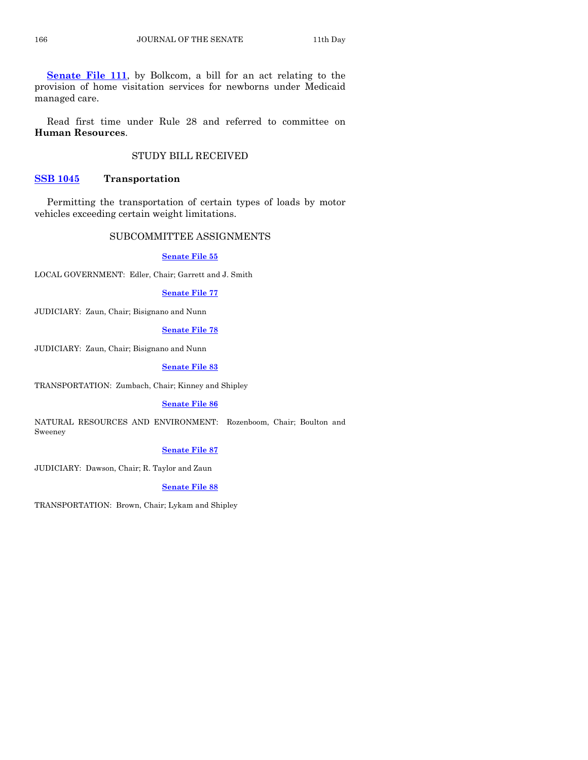**Senate File 111**, by Bolkcom, a bill for an act relating to the provision of home visitation services for newborns under Medicaid managed care.

Read first time under Rule 28 and referred to committee on **Human Resources**.

## STUDY BILL RECEIVED

**SSB 1045** **Transportation**

Permitting the transportation of certain types of loads by motor vehicles exceeding certain weight limitations.

## SUBCOMMITTEE ASSIGNMENTS

**Senate File 55**

LOCAL GOVERNMENT: Edler, Chair; Garrett and J. Smith

**Senate File 77**

JUDICIARY: Zaun, Chair; Bisignano and Nunn

**Senate File 78**

JUDICIARY: Zaun, Chair; Bisignano and Nunn

**Senate File 83**

TRANSPORTATION: Zumbach, Chair; Kinney and Shipley

**Senate File 86**

NATURAL RESOURCES AND ENVIRONMENT: Rozenboom, Chair; Boulton and Sweeney

**Senate File 87**

JUDICIARY: Dawson, Chair; R. Taylor and Zaun

**Senate File 88**

TRANSPORTATION: Brown, Chair; Lykam and Shipley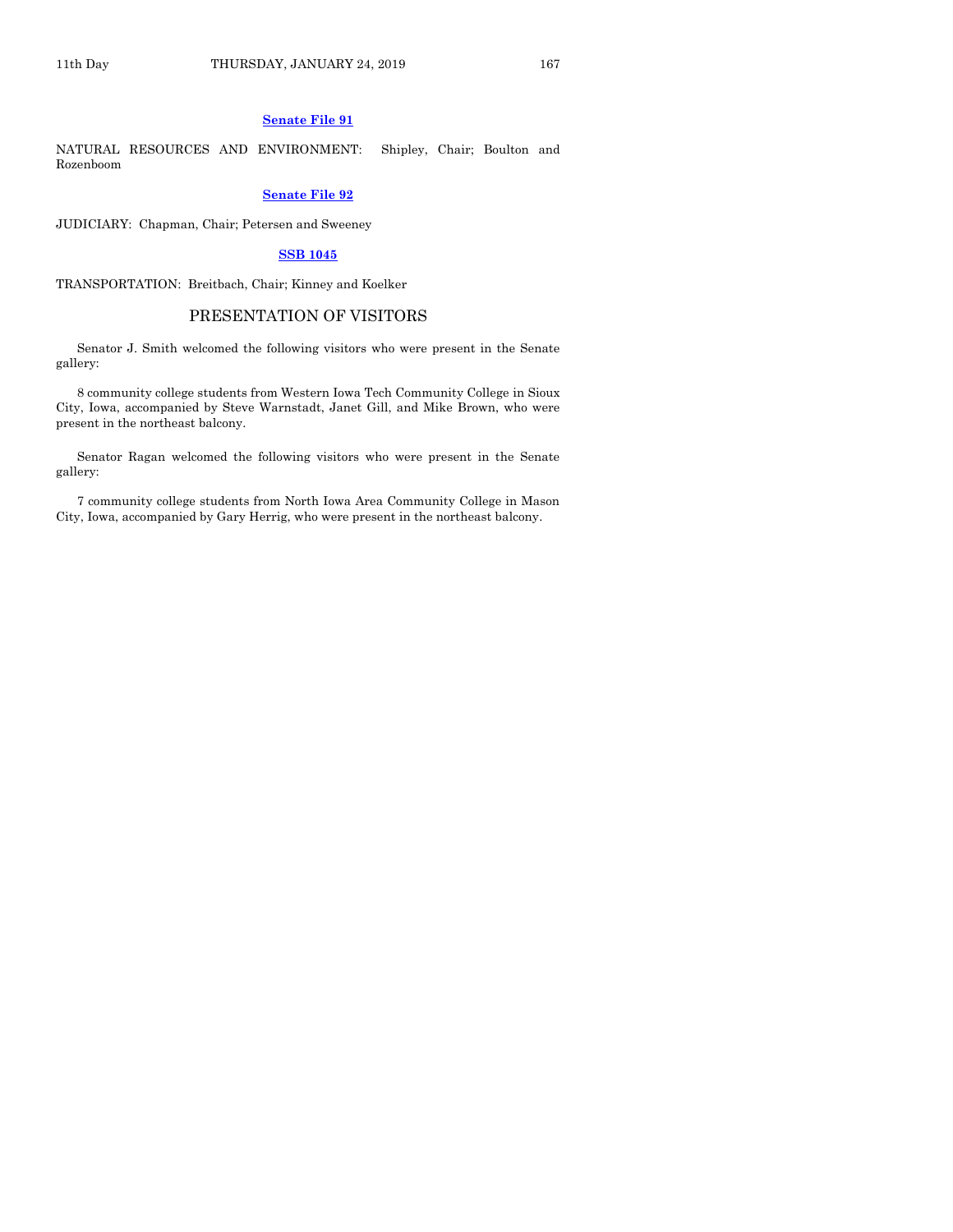**Senate File 91**

NATURAL RESOURCES AND ENVIRONMENT: Shipley, Chair; Boulton and Rozenboom

**Senate File 92**

JUDICIARY: Chapman, Chair; Petersen and Sweeney

**SSB 1045**

TRANSPORTATION: Breitbach, Chair; Kinney and Koelker

## PRESENTATION OF VISITORS

Senator J. Smith welcomed the following visitors who were present in the Senate gallery:

8 community college students from Western Iowa Tech Community College in Sioux City, Iowa, accompanied by Steve Warnstadt, Janet Gill, and Mike Brown, who were present in the northeast balcony.

Senator Ragan welcomed the following visitors who were present in the Senate gallery:

7 community college students from North Iowa Area Community College in Mason City, Iowa, accompanied by Gary Herrig, who were present in the northeast balcony.